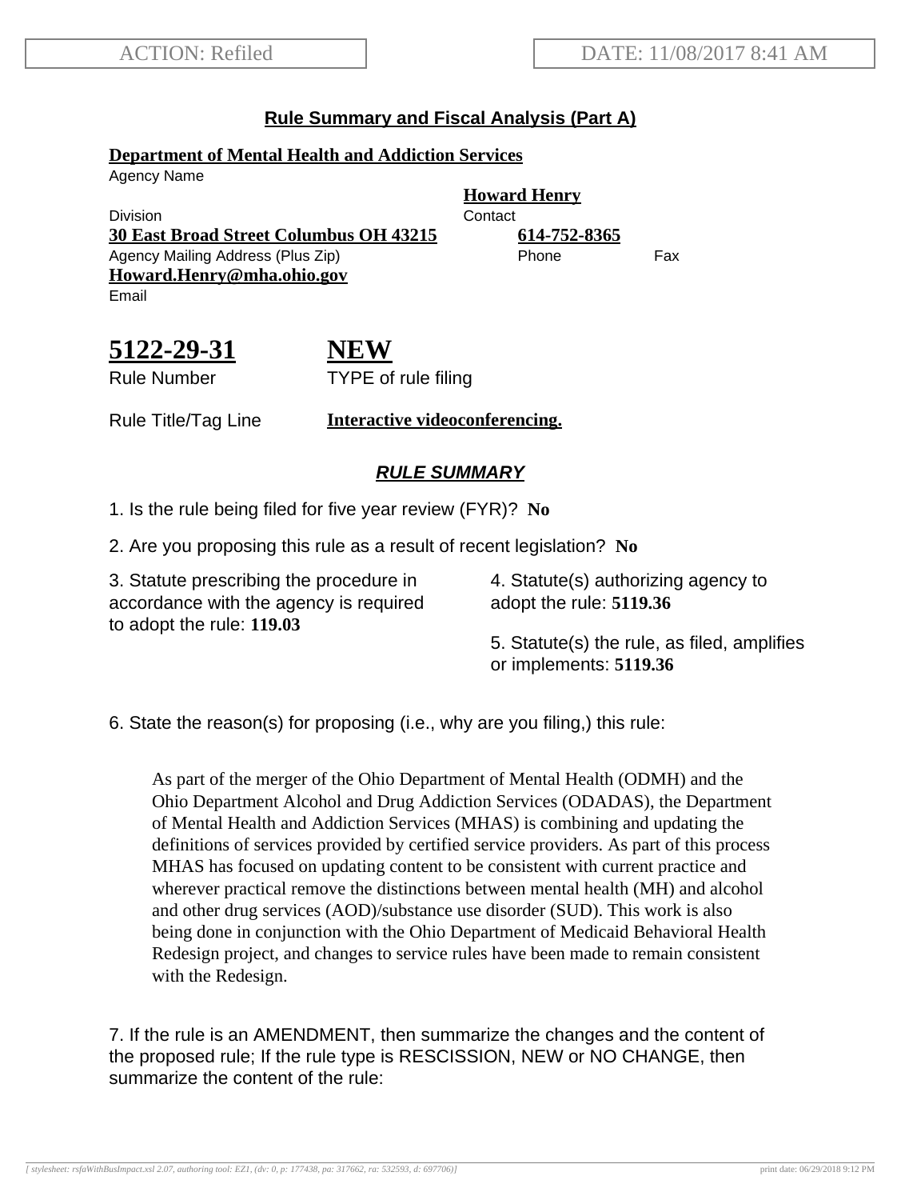ACTION: Refiled

DATE: 11/08/2017 8:41 AM

## Rule Summary and Fiscal Analysis (Part A)

**Department of Mental Health and Addiction Services**
Agency Name

Division

**Howard Henry**
Contact

**30 East Broad Street Columbus OH 43215**
Agency Mailing Address (Plus Zip)

**614-752-8365**
Phone

Fax

**Howard.Henry@mha.ohio.gov**
Email

**5122-29-31**
Rule Number

**NEW**
TYPE of rule filing

Rule Title/Tag Line **Interactive videoconferencing.**

### *RULE SUMMARY*

1. Is the rule being filed for five year review (FYR)? **No**

2. Are you proposing this rule as a result of recent legislation? **No**

3. Statute prescribing the procedure in accordance with the agency is required to adopt the rule: **119.03**

4. Statute(s) authorizing agency to adopt the rule: **5119.36**

5. Statute(s) the rule, as filed, amplifies or implements: **5119.36**

6. State the reason(s) for proposing (i.e., why are you filing,) this rule:

As part of the merger of the Ohio Department of Mental Health (ODMH) and the Ohio Department Alcohol and Drug Addiction Services (ODADAS), the Department of Mental Health and Addiction Services (MHAS) is combining and updating the definitions of services provided by certified service providers. As part of this process MHAS has focused on updating content to be consistent with current practice and wherever practical remove the distinctions between mental health (MH) and alcohol and other drug services (AOD)/substance use disorder (SUD). This work is also being done in conjunction with the Ohio Department of Medicaid Behavioral Health Redesign project, and changes to service rules have been made to remain consistent with the Redesign.

7. If the rule is an AMENDMENT, then summarize the changes and the content of the proposed rule; If the rule type is RESCISSION, NEW or NO CHANGE, then summarize the content of the rule: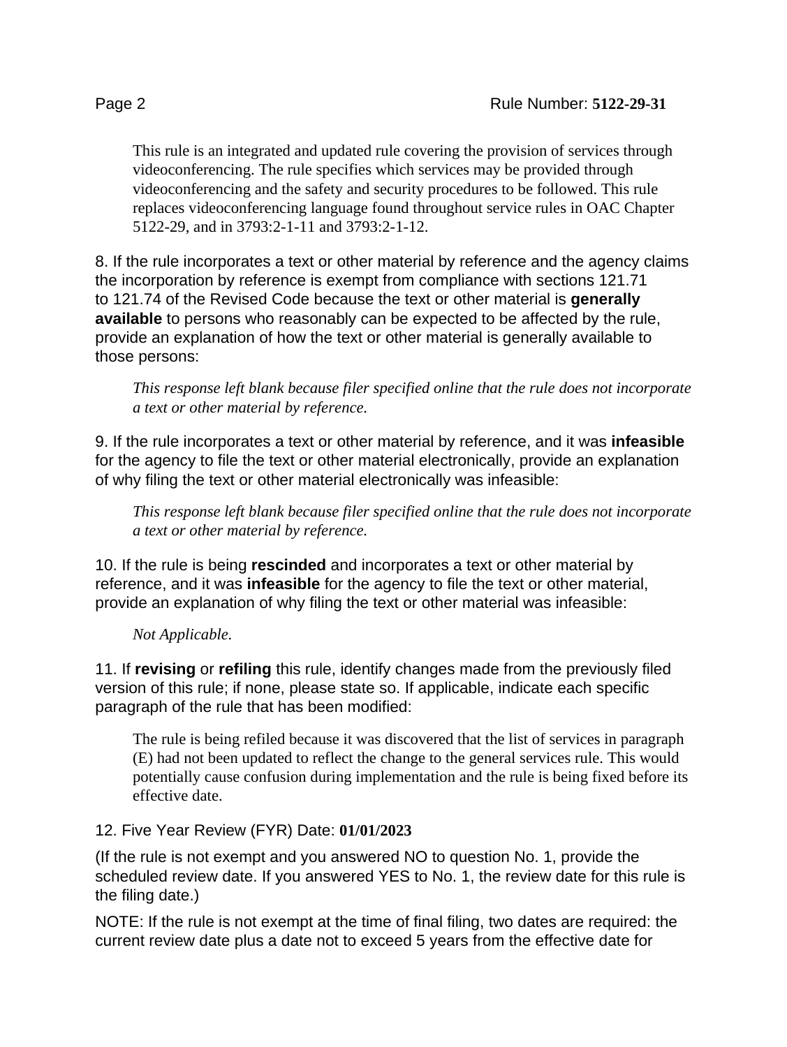This rule is an integrated and updated rule covering the provision of services through videoconferencing. The rule specifies which services may be provided through videoconferencing and the safety and security procedures to be followed. This rule replaces videoconferencing language found throughout service rules in OAC Chapter 5122-29, and in 3793:2-1-11 and 3793:2-1-12.

8. If the rule incorporates a text or other material by reference and the agency claims the incorporation by reference is exempt from compliance with sections 121.71 to 121.74 of the Revised Code because the text or other material is **generally available** to persons who reasonably can be expected to be affected by the rule, provide an explanation of how the text or other material is generally available to those persons:

*This response left blank because filer specified online that the rule does not incorporate a text or other material by reference.*

9. If the rule incorporates a text or other material by reference, and it was **infeasible** for the agency to file the text or other material electronically, provide an explanation of why filing the text or other material electronically was infeasible:

*This response left blank because filer specified online that the rule does not incorporate a text or other material by reference.*

10. If the rule is being **rescinded** and incorporates a text or other material by reference, and it was **infeasible** for the agency to file the text or other material, provide an explanation of why filing the text or other material was infeasible:

*Not Applicable.*

11. If **revising** or **refiling** this rule, identify changes made from the previously filed version of this rule; if none, please state so. If applicable, indicate each specific paragraph of the rule that has been modified:

The rule is being refiled because it was discovered that the list of services in paragraph (E) had not been updated to reflect the change to the general services rule. This would potentially cause confusion during implementation and the rule is being fixed before its effective date.

12. Five Year Review (FYR) Date: **01/01/2023**

(If the rule is not exempt and you answered NO to question No. 1, provide the scheduled review date. If you answered YES to No. 1, the review date for this rule is the filing date.)

NOTE: If the rule is not exempt at the time of final filing, two dates are required: the current review date plus a date not to exceed 5 years from the effective date for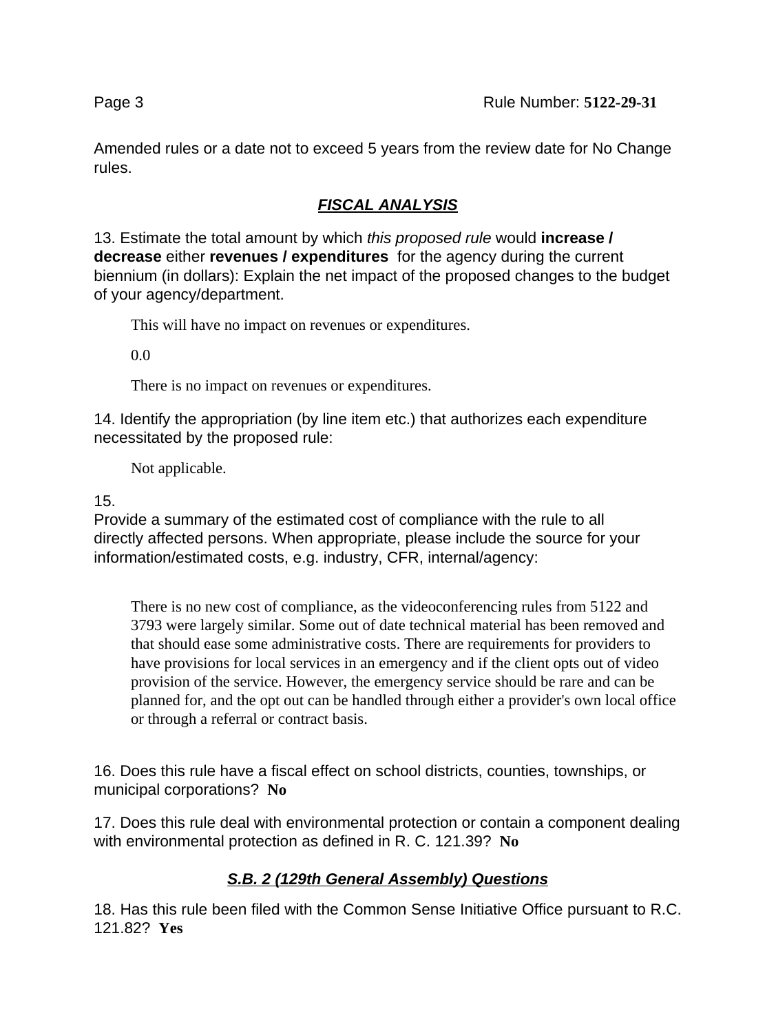Amended rules or a date not to exceed 5 years from the review date for No Change rules.

## *FISCAL ANALYSIS*

13. Estimate the total amount by which *this proposed rule* would **increase / decrease** either **revenues / expenditures** for the agency during the current biennium (in dollars): Explain the net impact of the proposed changes to the budget of your agency/department.

> This will have no impact on revenues or expenditures.
>
> 0.0
>
> There is no impact on revenues or expenditures.

14. Identify the appropriation (by line item etc.) that authorizes each expenditure necessitated by the proposed rule:

> Not applicable.

15. Provide a summary of the estimated cost of compliance with the rule to all directly affected persons. When appropriate, please include the source for your information/estimated costs, e.g. industry, CFR, internal/agency:

> There is no new cost of compliance, as the videoconferencing rules from 5122 and 3793 were largely similar. Some out of date technical material has been removed and that should ease some administrative costs. There are requirements for providers to have provisions for local services in an emergency and if the client opts out of video provision of the service. However, the emergency service should be rare and can be planned for, and the opt out can be handled through either a provider's own local office or through a referral or contract basis.

16. Does this rule have a fiscal effect on school districts, counties, townships, or municipal corporations? **No**

17. Does this rule deal with environmental protection or contain a component dealing with environmental protection as defined in R. C. 121.39? **No**

## *S.B. 2 (129th General Assembly) Questions*

18. Has this rule been filed with the Common Sense Initiative Office pursuant to R.C. 121.82? **Yes**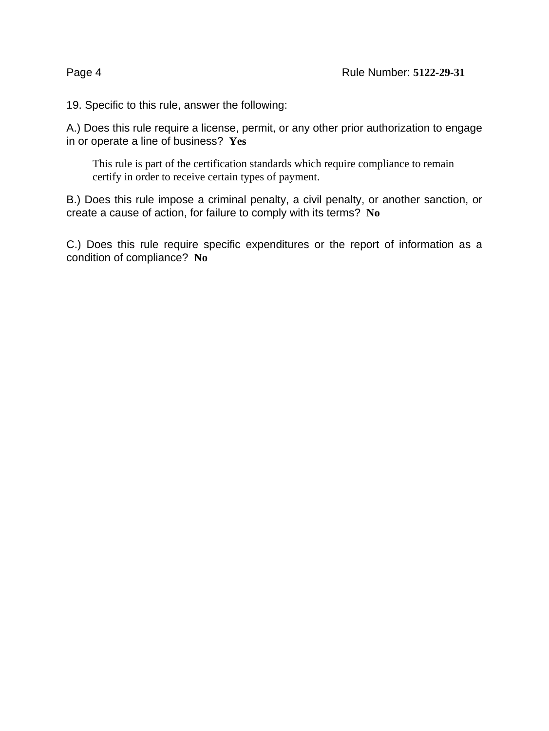19. Specific to this rule, answer the following:

A.) Does this rule require a license, permit, or any other prior authorization to engage in or operate a line of business? **Yes**

> This rule is part of the certification standards which require compliance to remain certify in order to receive certain types of payment.

B.) Does this rule impose a criminal penalty, a civil penalty, or another sanction, or create a cause of action, for failure to comply with its terms? **No**

C.) Does this rule require specific expenditures or the report of information as a condition of compliance? **No**